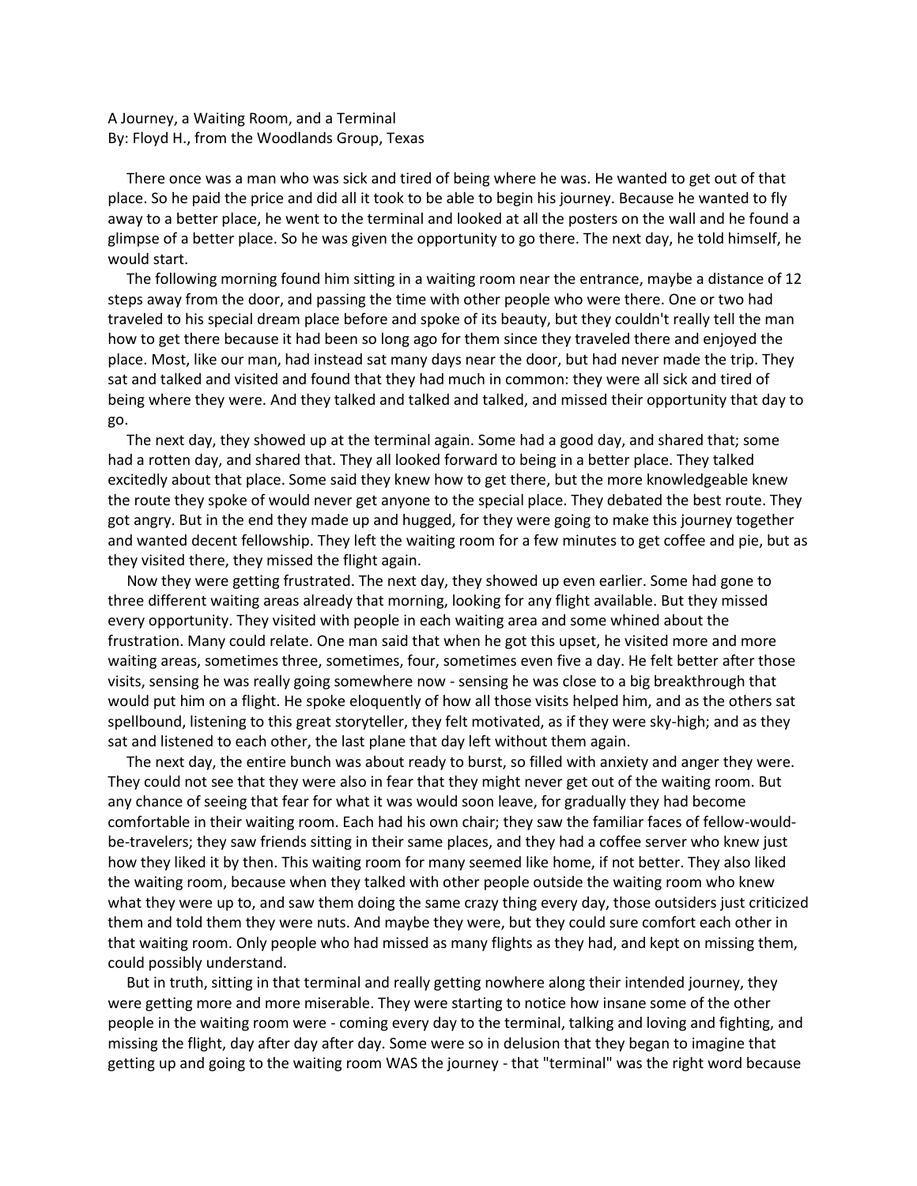A Journey, a Waiting Room, and a Terminal
By: Floyd H., from the Woodlands Group, Texas

There once was a man who was sick and tired of being where he was. He wanted to get out of that place. So he paid the price and did all it took to be able to begin his journey. Because he wanted to fly away to a better place, he went to the terminal and looked at all the posters on the wall and he found a glimpse of a better place. So he was given the opportunity to go there. The next day, he told himself, he would start.

The following morning found him sitting in a waiting room near the entrance, maybe a distance of 12 steps away from the door, and passing the time with other people who were there. One or two had traveled to his special dream place before and spoke of its beauty, but they couldn't really tell the man how to get there because it had been so long ago for them since they traveled there and enjoyed the place. Most, like our man, had instead sat many days near the door, but had never made the trip. They sat and talked and visited and found that they had much in common: they were all sick and tired of being where they were. And they talked and talked and talked, and missed their opportunity that day to go.

The next day, they showed up at the terminal again. Some had a good day, and shared that; some had a rotten day, and shared that. They all looked forward to being in a better place. They talked excitedly about that place. Some said they knew how to get there, but the more knowledgeable knew the route they spoke of would never get anyone to the special place. They debated the best route. They got angry. But in the end they made up and hugged, for they were going to make this journey together and wanted decent fellowship. They left the waiting room for a few minutes to get coffee and pie, but as they visited there, they missed the flight again.

Now they were getting frustrated. The next day, they showed up even earlier. Some had gone to three different waiting areas already that morning, looking for any flight available. But they missed every opportunity. They visited with people in each waiting area and some whined about the frustration. Many could relate. One man said that when he got this upset, he visited more and more waiting areas, sometimes three, sometimes, four, sometimes even five a day. He felt better after those visits, sensing he was really going somewhere now - sensing he was close to a big breakthrough that would put him on a flight. He spoke eloquently of how all those visits helped him, and as the others sat spellbound, listening to this great storyteller, they felt motivated, as if they were sky-high; and as they sat and listened to each other, the last plane that day left without them again.

The next day, the entire bunch was about ready to burst, so filled with anxiety and anger they were. They could not see that they were also in fear that they might never get out of the waiting room. But any chance of seeing that fear for what it was would soon leave, for gradually they had become comfortable in their waiting room. Each had his own chair; they saw the familiar faces of fellow-would-be-travelers; they saw friends sitting in their same places, and they had a coffee server who knew just how they liked it by then. This waiting room for many seemed like home, if not better. They also liked the waiting room, because when they talked with other people outside the waiting room who knew what they were up to, and saw them doing the same crazy thing every day, those outsiders just criticized them and told them they were nuts. And maybe they were, but they could sure comfort each other in that waiting room. Only people who had missed as many flights as they had, and kept on missing them, could possibly understand.

But in truth, sitting in that terminal and really getting nowhere along their intended journey, they were getting more and more miserable. They were starting to notice how insane some of the other people in the waiting room were - coming every day to the terminal, talking and loving and fighting, and missing the flight, day after day after day. Some were so in delusion that they began to imagine that getting up and going to the waiting room WAS the journey - that "terminal" was the right word because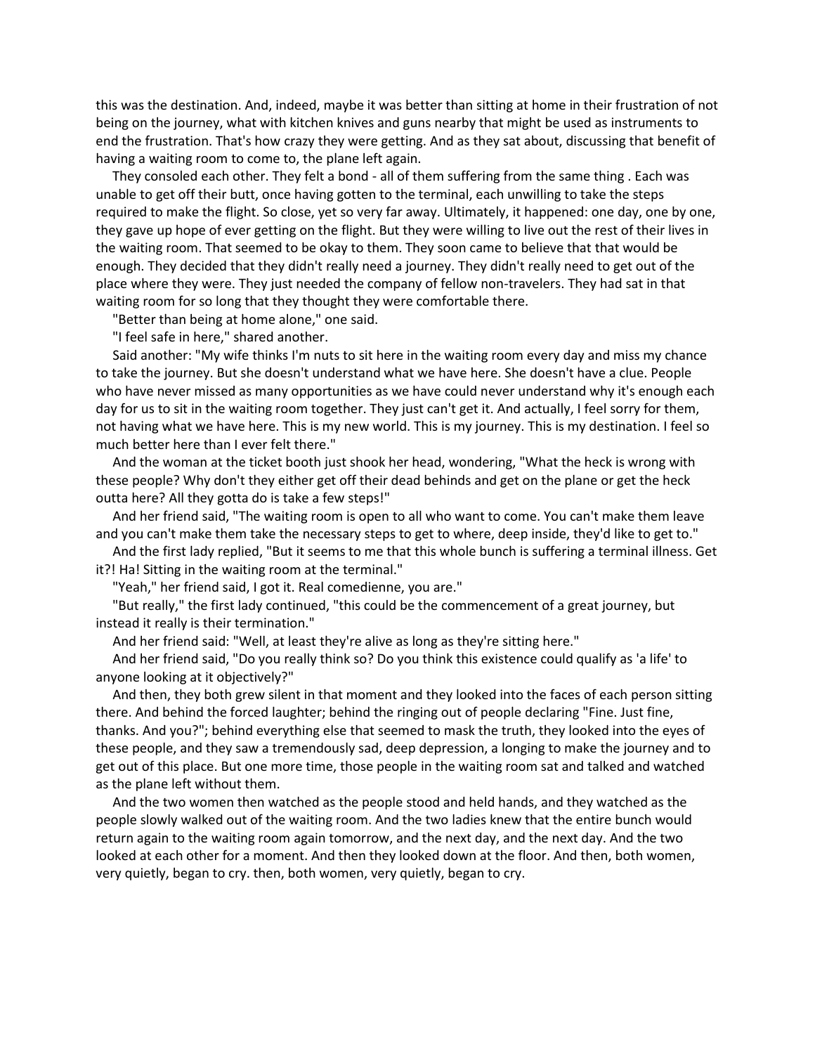this was the destination. And, indeed, maybe it was better than sitting at home in their frustration of not being on the journey, what with kitchen knives and guns nearby that might be used as instruments to end the frustration. That's how crazy they were getting. And as they sat about, discussing that benefit of having a waiting room to come to, the plane left again.

They consoled each other. They felt a bond - all of them suffering from the same thing . Each was unable to get off their butt, once having gotten to the terminal, each unwilling to take the steps required to make the flight. So close, yet so very far away. Ultimately, it happened: one day, one by one, they gave up hope of ever getting on the flight. But they were willing to live out the rest of their lives in the waiting room. That seemed to be okay to them. They soon came to believe that that would be enough. They decided that they didn't really need a journey. They didn't really need to get out of the place where they were. They just needed the company of fellow non-travelers. They had sat in that waiting room for so long that they thought they were comfortable there.

"Better than being at home alone," one said.

"I feel safe in here," shared another.

Said another: "My wife thinks I'm nuts to sit here in the waiting room every day and miss my chance to take the journey. But she doesn't understand what we have here. She doesn't have a clue. People who have never missed as many opportunities as we have could never understand why it's enough each day for us to sit in the waiting room together. They just can't get it. And actually, I feel sorry for them, not having what we have here. This is my new world. This is my journey. This is my destination. I feel so much better here than I ever felt there."

And the woman at the ticket booth just shook her head, wondering, "What the heck is wrong with these people? Why don't they either get off their dead behinds and get on the plane or get the heck outta here? All they gotta do is take a few steps!"

And her friend said, "The waiting room is open to all who want to come. You can't make them leave and you can't make them take the necessary steps to get to where, deep inside, they'd like to get to."

And the first lady replied, "But it seems to me that this whole bunch is suffering a terminal illness. Get it?! Ha! Sitting in the waiting room at the terminal."

"Yeah," her friend said, I got it. Real comedienne, you are."

"But really," the first lady continued, "this could be the commencement of a great journey, but instead it really is their termination."

And her friend said: "Well, at least they're alive as long as they're sitting here."

And her friend said, "Do you really think so? Do you think this existence could qualify as 'a life' to anyone looking at it objectively?"

And then, they both grew silent in that moment and they looked into the faces of each person sitting there. And behind the forced laughter; behind the ringing out of people declaring "Fine. Just fine, thanks. And you?"; behind everything else that seemed to mask the truth, they looked into the eyes of these people, and they saw a tremendously sad, deep depression, a longing to make the journey and to get out of this place. But one more time, those people in the waiting room sat and talked and watched as the plane left without them.

And the two women then watched as the people stood and held hands, and they watched as the people slowly walked out of the waiting room. And the two ladies knew that the entire bunch would return again to the waiting room again tomorrow, and the next day, and the next day. And the two looked at each other for a moment. And then they looked down at the floor. And then, both women, very quietly, began to cry. then, both women, very quietly, began to cry.